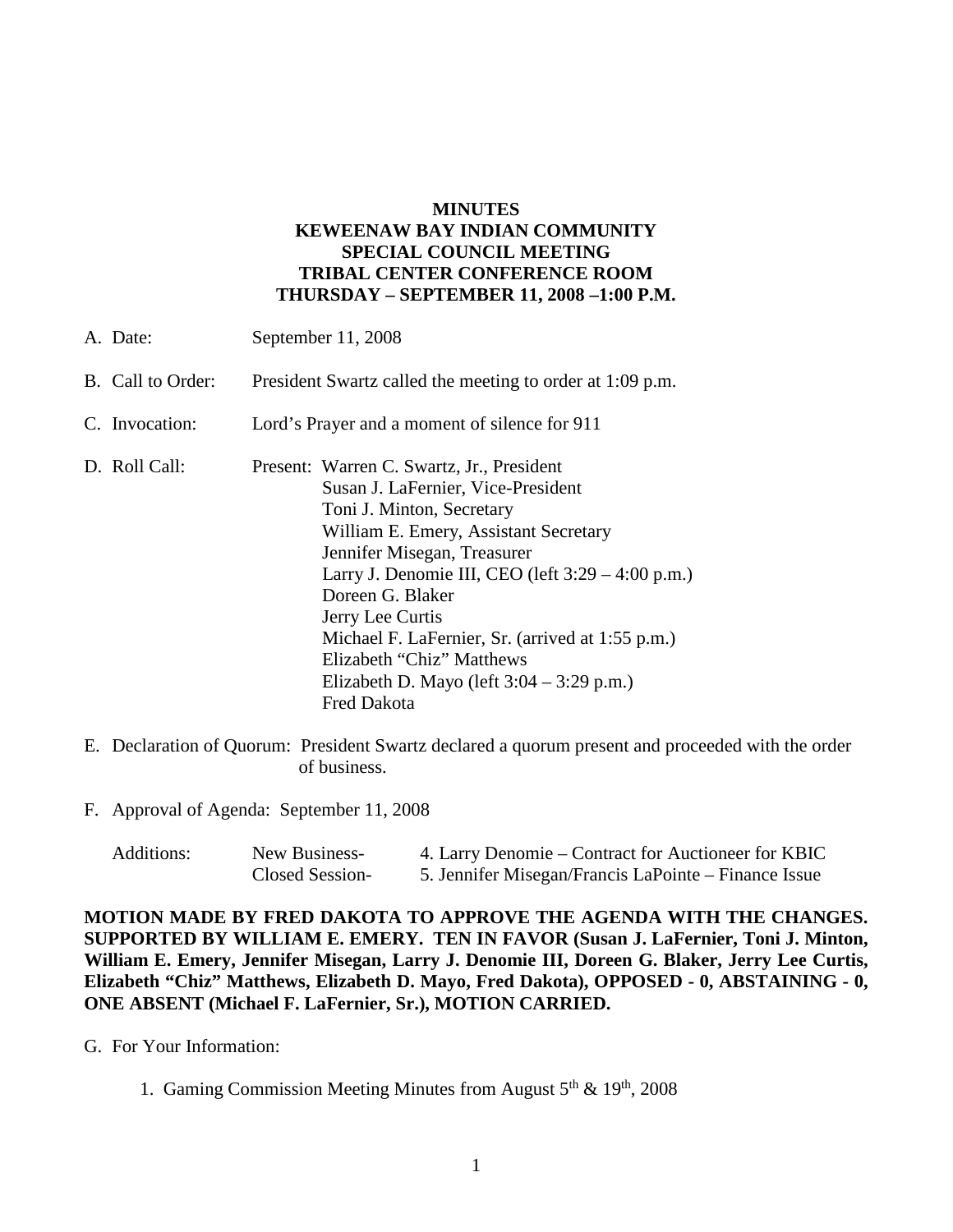# MINUTES
# KEWEENAW BAY INDIAN COMMUNITY
# SPECIAL COUNCIL MEETING
# TRIBAL CENTER CONFERENCE ROOM
# THURSDAY – SEPTEMBER 11, 2008 –1:00 P.M.

A. Date: September 11, 2008

B. Call to Order: President Swartz called the meeting to order at 1:09 p.m.

C. Invocation: Lord's Prayer and a moment of silence for 911

D. Roll Call: Present:
- Warren C. Swartz, Jr., President
- Susan J. LaFernier, Vice-President
- Toni J. Minton, Secretary
- William E. Emery, Assistant Secretary
- Jennifer Misegan, Treasurer
- Larry J. Denomie III, CEO (left 3:29 – 4:00 p.m.)
- Doreen G. Blaker
- Jerry Lee Curtis
- Michael F. LaFernier, Sr. (arrived at 1:55 p.m.)
- Elizabeth "Chiz" Matthews
- Elizabeth D. Mayo (left 3:04 – 3:29 p.m.)
- Fred Dakota

E. Declaration of Quorum: President Swartz declared a quorum present and proceeded with the order of business.

F. Approval of Agenda: September 11, 2008

| Additions: | New Business- | 4. Larry Denomie – Contract for Auctioneer for KBIC |
|---|---|---|
| | Closed Session- | 5. Jennifer Misegan/Francis LaPointe – Finance Issue |

**MOTION MADE BY FRED DAKOTA TO APPROVE THE AGENDA WITH THE CHANGES. SUPPORTED BY WILLIAM E. EMERY. TEN IN FAVOR (Susan J. LaFernier, Toni J. Minton, William E. Emery, Jennifer Misegan, Larry J. Denomie III, Doreen G. Blaker, Jerry Lee Curtis, Elizabeth "Chiz" Matthews, Elizabeth D. Mayo, Fred Dakota), OPPOSED - 0, ABSTAINING - 0, ONE ABSENT (Michael F. LaFernier, Sr.), MOTION CARRIED.**

G. For Your Information:

1. Gaming Commission Meeting Minutes from August 5th & 19th, 2008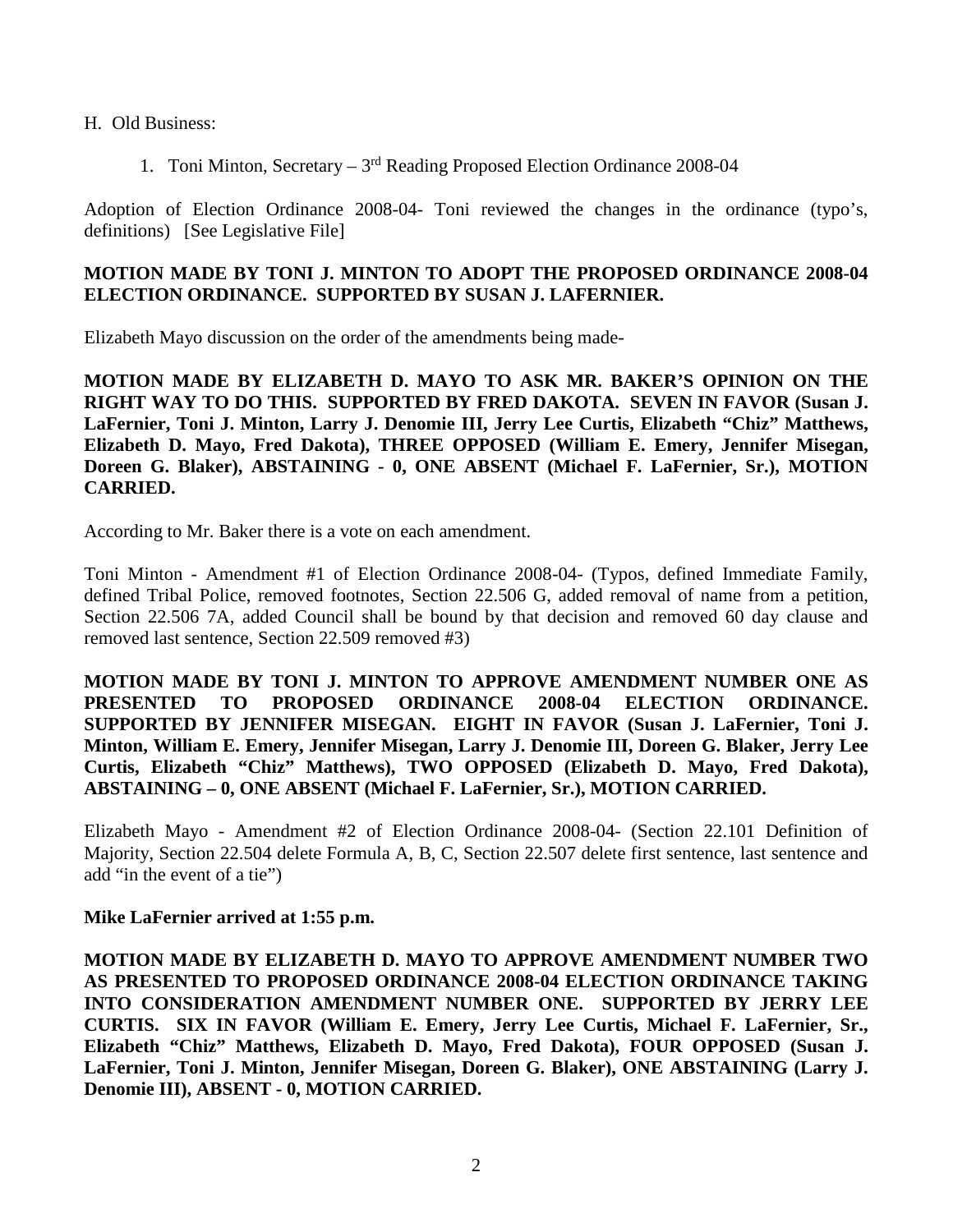H. Old Business:

1. Toni Minton, Secretary – 3rd Reading Proposed Election Ordinance 2008-04

Adoption of Election Ordinance 2008-04- Toni reviewed the changes in the ordinance (typo's, definitions) [See Legislative File]

**MOTION MADE BY TONI J. MINTON TO ADOPT THE PROPOSED ORDINANCE 2008-04 ELECTION ORDINANCE. SUPPORTED BY SUSAN J. LAFERNIER.**

Elizabeth Mayo discussion on the order of the amendments being made-

**MOTION MADE BY ELIZABETH D. MAYO TO ASK MR. BAKER'S OPINION ON THE RIGHT WAY TO DO THIS. SUPPORTED BY FRED DAKOTA. SEVEN IN FAVOR (Susan J. LaFernier, Toni J. Minton, Larry J. Denomie III, Jerry Lee Curtis, Elizabeth "Chiz" Matthews, Elizabeth D. Mayo, Fred Dakota), THREE OPPOSED (William E. Emery, Jennifer Misegan, Doreen G. Blaker), ABSTAINING - 0, ONE ABSENT (Michael F. LaFernier, Sr.), MOTION CARRIED.**

According to Mr. Baker there is a vote on each amendment.

Toni Minton - Amendment #1 of Election Ordinance 2008-04- (Typos, defined Immediate Family, defined Tribal Police, removed footnotes, Section 22.506 G, added removal of name from a petition, Section 22.506 7A, added Council shall be bound by that decision and removed 60 day clause and removed last sentence, Section 22.509 removed #3)

**MOTION MADE BY TONI J. MINTON TO APPROVE AMENDMENT NUMBER ONE AS PRESENTED TO PROPOSED ORDINANCE 2008-04 ELECTION ORDINANCE. SUPPORTED BY JENNIFER MISEGAN. EIGHT IN FAVOR (Susan J. LaFernier, Toni J. Minton, William E. Emery, Jennifer Misegan, Larry J. Denomie III, Doreen G. Blaker, Jerry Lee Curtis, Elizabeth "Chiz" Matthews), TWO OPPOSED (Elizabeth D. Mayo, Fred Dakota), ABSTAINING – 0, ONE ABSENT (Michael F. LaFernier, Sr.), MOTION CARRIED.**

Elizabeth Mayo - Amendment #2 of Election Ordinance 2008-04- (Section 22.101 Definition of Majority, Section 22.504 delete Formula A, B, C, Section 22.507 delete first sentence, last sentence and add "in the event of a tie")

**Mike LaFernier arrived at 1:55 p.m.**

**MOTION MADE BY ELIZABETH D. MAYO TO APPROVE AMENDMENT NUMBER TWO AS PRESENTED TO PROPOSED ORDINANCE 2008-04 ELECTION ORDINANCE TAKING INTO CONSIDERATION AMENDMENT NUMBER ONE. SUPPORTED BY JERRY LEE CURTIS. SIX IN FAVOR (William E. Emery, Jerry Lee Curtis, Michael F. LaFernier, Sr., Elizabeth "Chiz" Matthews, Elizabeth D. Mayo, Fred Dakota), FOUR OPPOSED (Susan J. LaFernier, Toni J. Minton, Jennifer Misegan, Doreen G. Blaker), ONE ABSTAINING (Larry J. Denomie III), ABSENT - 0, MOTION CARRIED.**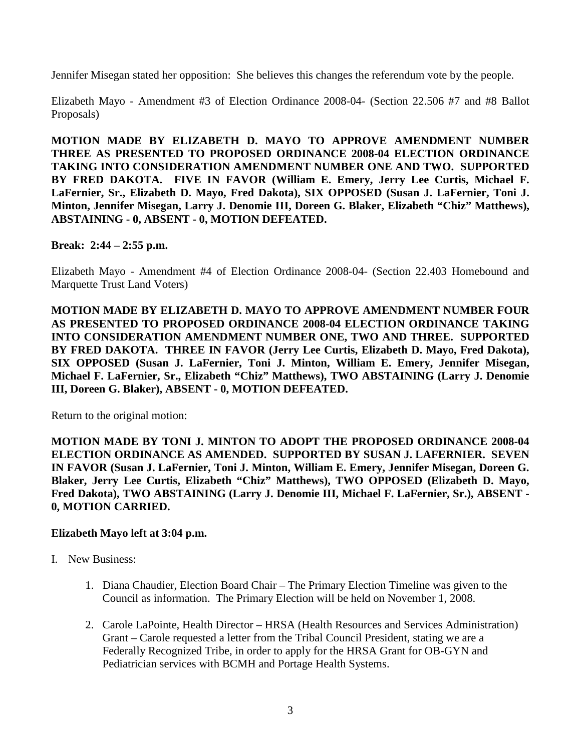Jennifer Misegan stated her opposition: She believes this changes the referendum vote by the people.

Elizabeth Mayo - Amendment #3 of Election Ordinance 2008-04- (Section 22.506 #7 and #8 Ballot Proposals)

**MOTION MADE BY ELIZABETH D. MAYO TO APPROVE AMENDMENT NUMBER THREE AS PRESENTED TO PROPOSED ORDINANCE 2008-04 ELECTION ORDINANCE TAKING INTO CONSIDERATION AMENDMENT NUMBER ONE AND TWO. SUPPORTED BY FRED DAKOTA. FIVE IN FAVOR (William E. Emery, Jerry Lee Curtis, Michael F. LaFernier, Sr., Elizabeth D. Mayo, Fred Dakota), SIX OPPOSED (Susan J. LaFernier, Toni J. Minton, Jennifer Misegan, Larry J. Denomie III, Doreen G. Blaker, Elizabeth "Chiz" Matthews), ABSTAINING - 0, ABSENT - 0, MOTION DEFEATED.**

**Break: 2:44 – 2:55 p.m.**

Elizabeth Mayo - Amendment #4 of Election Ordinance 2008-04- (Section 22.403 Homebound and Marquette Trust Land Voters)

**MOTION MADE BY ELIZABETH D. MAYO TO APPROVE AMENDMENT NUMBER FOUR AS PRESENTED TO PROPOSED ORDINANCE 2008-04 ELECTION ORDINANCE TAKING INTO CONSIDERATION AMENDMENT NUMBER ONE, TWO AND THREE. SUPPORTED BY FRED DAKOTA. THREE IN FAVOR (Jerry Lee Curtis, Elizabeth D. Mayo, Fred Dakota), SIX OPPOSED (Susan J. LaFernier, Toni J. Minton, William E. Emery, Jennifer Misegan, Michael F. LaFernier, Sr., Elizabeth "Chiz" Matthews), TWO ABSTAINING (Larry J. Denomie III, Doreen G. Blaker), ABSENT - 0, MOTION DEFEATED.**

Return to the original motion:

**MOTION MADE BY TONI J. MINTON TO ADOPT THE PROPOSED ORDINANCE 2008-04 ELECTION ORDINANCE AS AMENDED. SUPPORTED BY SUSAN J. LAFERNIER. SEVEN IN FAVOR (Susan J. LaFernier, Toni J. Minton, William E. Emery, Jennifer Misegan, Doreen G. Blaker, Jerry Lee Curtis, Elizabeth "Chiz" Matthews), TWO OPPOSED (Elizabeth D. Mayo, Fred Dakota), TWO ABSTAINING (Larry J. Denomie III, Michael F. LaFernier, Sr.), ABSENT - 0, MOTION CARRIED.**

**Elizabeth Mayo left at 3:04 p.m.**

I. New Business:

1. Diana Chaudier, Election Board Chair – The Primary Election Timeline was given to the Council as information. The Primary Election will be held on November 1, 2008.

2. Carole LaPointe, Health Director – HRSA (Health Resources and Services Administration) Grant – Carole requested a letter from the Tribal Council President, stating we are a Federally Recognized Tribe, in order to apply for the HRSA Grant for OB-GYN and Pediatrician services with BCMH and Portage Health Systems.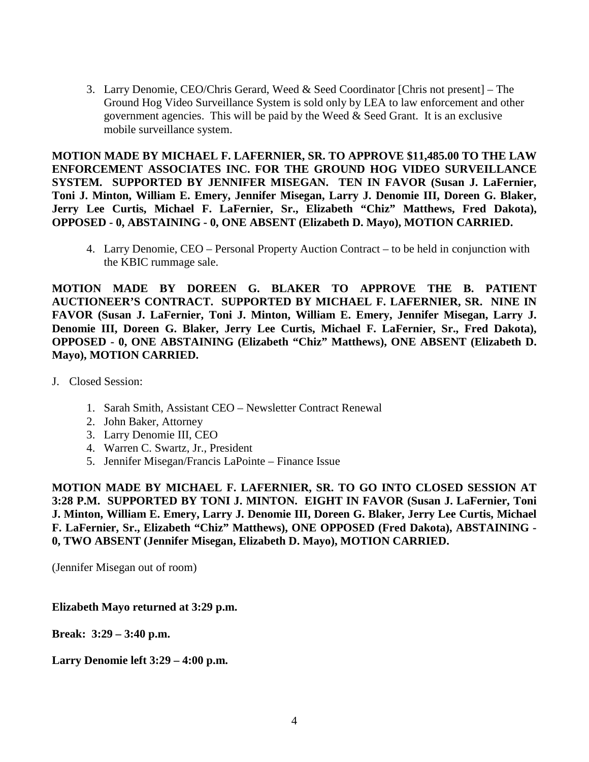3. Larry Denomie, CEO/Chris Gerard, Weed & Seed Coordinator [Chris not present] – The Ground Hog Video Surveillance System is sold only by LEA to law enforcement and other government agencies. This will be paid by the Weed & Seed Grant. It is an exclusive mobile surveillance system.

**MOTION MADE BY MICHAEL F. LAFERNIER, SR. TO APPROVE $11,485.00 TO THE LAW ENFORCEMENT ASSOCIATES INC. FOR THE GROUND HOG VIDEO SURVEILLANCE SYSTEM. SUPPORTED BY JENNIFER MISEGAN. TEN IN FAVOR (Susan J. LaFernier, Toni J. Minton, William E. Emery, Jennifer Misegan, Larry J. Denomie III, Doreen G. Blaker, Jerry Lee Curtis, Michael F. LaFernier, Sr., Elizabeth "Chiz" Matthews, Fred Dakota), OPPOSED - 0, ABSTAINING - 0, ONE ABSENT (Elizabeth D. Mayo), MOTION CARRIED.**

4. Larry Denomie, CEO – Personal Property Auction Contract – to be held in conjunction with the KBIC rummage sale.

**MOTION MADE BY DOREEN G. BLAKER TO APPROVE THE B. PATIENT AUCTIONEER'S CONTRACT. SUPPORTED BY MICHAEL F. LAFERNIER, SR. NINE IN FAVOR (Susan J. LaFernier, Toni J. Minton, William E. Emery, Jennifer Misegan, Larry J. Denomie III, Doreen G. Blaker, Jerry Lee Curtis, Michael F. LaFernier, Sr., Fred Dakota), OPPOSED - 0, ONE ABSTAINING (Elizabeth "Chiz" Matthews), ONE ABSENT (Elizabeth D. Mayo), MOTION CARRIED.**

J. Closed Session:

1. Sarah Smith, Assistant CEO – Newsletter Contract Renewal
2. John Baker, Attorney
3. Larry Denomie III, CEO
4. Warren C. Swartz, Jr., President
5. Jennifer Misegan/Francis LaPointe – Finance Issue

**MOTION MADE BY MICHAEL F. LAFERNIER, SR. TO GO INTO CLOSED SESSION AT 3:28 P.M. SUPPORTED BY TONI J. MINTON. EIGHT IN FAVOR (Susan J. LaFernier, Toni J. Minton, William E. Emery, Larry J. Denomie III, Doreen G. Blaker, Jerry Lee Curtis, Michael F. LaFernier, Sr., Elizabeth "Chiz" Matthews), ONE OPPOSED (Fred Dakota), ABSTAINING - 0, TWO ABSENT (Jennifer Misegan, Elizabeth D. Mayo), MOTION CARRIED.**

(Jennifer Misegan out of room)

**Elizabeth Mayo returned at 3:29 p.m.**

**Break: 3:29 – 3:40 p.m.**

**Larry Denomie left 3:29 – 4:00 p.m.**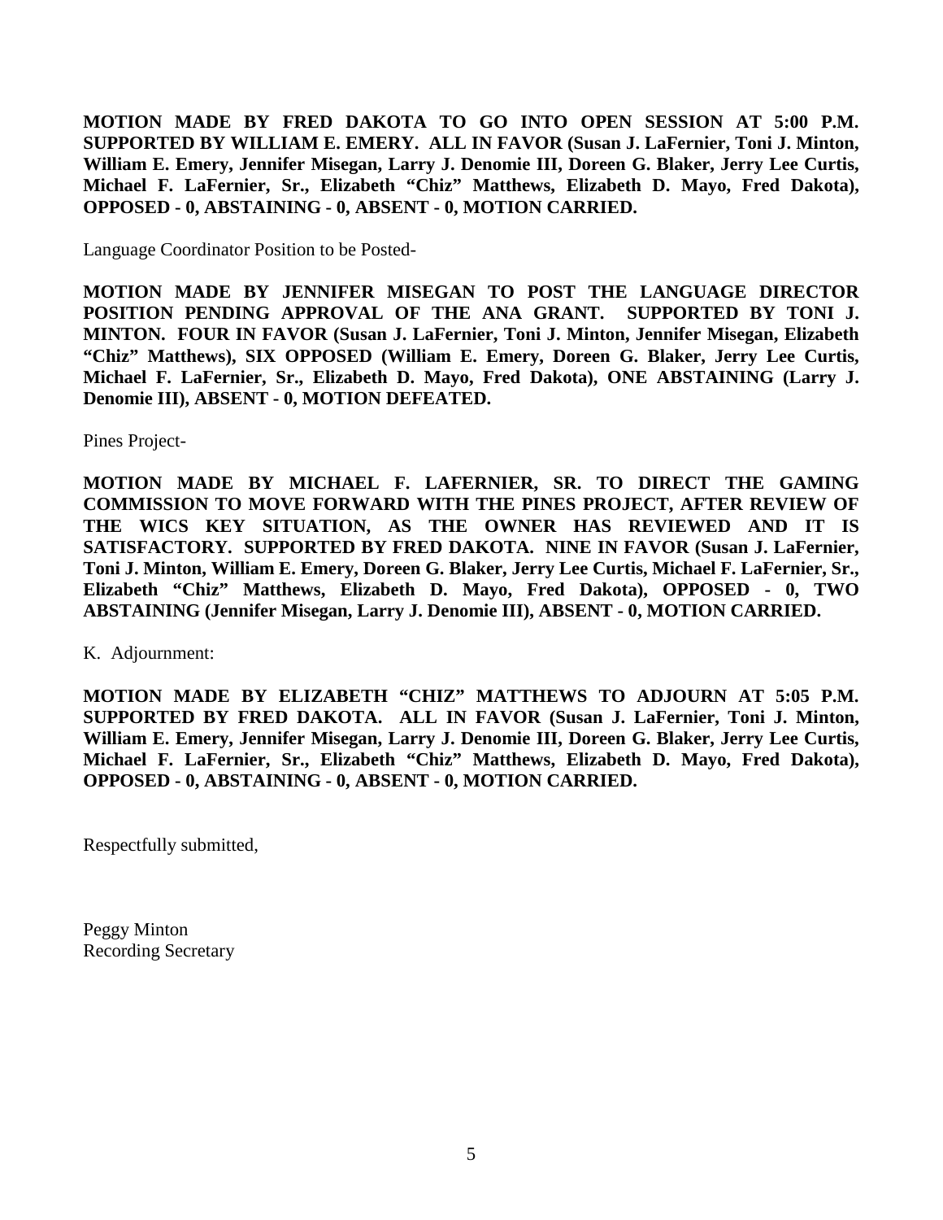**MOTION MADE BY FRED DAKOTA TO GO INTO OPEN SESSION AT 5:00 P.M. SUPPORTED BY WILLIAM E. EMERY. ALL IN FAVOR (Susan J. LaFernier, Toni J. Minton, William E. Emery, Jennifer Misegan, Larry J. Denomie III, Doreen G. Blaker, Jerry Lee Curtis, Michael F. LaFernier, Sr., Elizabeth "Chiz" Matthews, Elizabeth D. Mayo, Fred Dakota), OPPOSED - 0, ABSTAINING - 0, ABSENT - 0, MOTION CARRIED.**

Language Coordinator Position to be Posted-

**MOTION MADE BY JENNIFER MISEGAN TO POST THE LANGUAGE DIRECTOR POSITION PENDING APPROVAL OF THE ANA GRANT. SUPPORTED BY TONI J. MINTON. FOUR IN FAVOR (Susan J. LaFernier, Toni J. Minton, Jennifer Misegan, Elizabeth "Chiz" Matthews), SIX OPPOSED (William E. Emery, Doreen G. Blaker, Jerry Lee Curtis, Michael F. LaFernier, Sr., Elizabeth D. Mayo, Fred Dakota), ONE ABSTAINING (Larry J. Denomie III), ABSENT - 0, MOTION DEFEATED.**

Pines Project-

**MOTION MADE BY MICHAEL F. LAFERNIER, SR. TO DIRECT THE GAMING COMMISSION TO MOVE FORWARD WITH THE PINES PROJECT, AFTER REVIEW OF THE WICS KEY SITUATION, AS THE OWNER HAS REVIEWED AND IT IS SATISFACTORY. SUPPORTED BY FRED DAKOTA. NINE IN FAVOR (Susan J. LaFernier, Toni J. Minton, William E. Emery, Doreen G. Blaker, Jerry Lee Curtis, Michael F. LaFernier, Sr., Elizabeth "Chiz" Matthews, Elizabeth D. Mayo, Fred Dakota), OPPOSED - 0, TWO ABSTAINING (Jennifer Misegan, Larry J. Denomie III), ABSENT - 0, MOTION CARRIED.**

K. Adjournment:

**MOTION MADE BY ELIZABETH "CHIZ" MATTHEWS TO ADJOURN AT 5:05 P.M. SUPPORTED BY FRED DAKOTA. ALL IN FAVOR (Susan J. LaFernier, Toni J. Minton, William E. Emery, Jennifer Misegan, Larry J. Denomie III, Doreen G. Blaker, Jerry Lee Curtis, Michael F. LaFernier, Sr., Elizabeth "Chiz" Matthews, Elizabeth D. Mayo, Fred Dakota), OPPOSED - 0, ABSTAINING - 0, ABSENT - 0, MOTION CARRIED.**

Respectfully submitted,

Peggy Minton
Recording Secretary